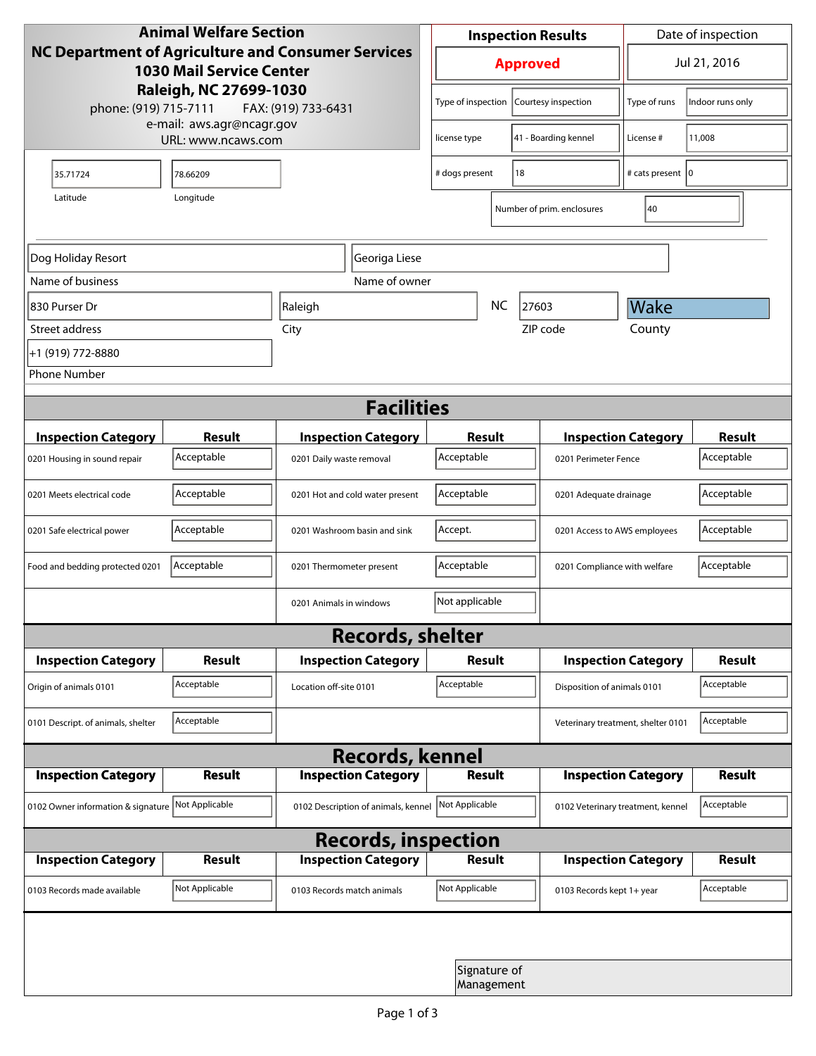**Animal Welfare Section**
**NC Department of Agriculture and Consumer Services**
**1030 Mail Service Center**
**Raleigh, NC 27699-1030**
phone: (919) 715-7111 FAX: (919) 733-6431
e-mail: aws.agr@ncagr.gov
URL: www.ncaws.com

| Inspection Results | Date of inspection |
|---|---|
| **Approved** | Jul 21, 2016 |

| | | | |
|---|---|---|---|
| Type of inspection | Courtesy inspection | Type of runs | Indoor runs only |
| license type | 41 - Boarding kennel | License # | 11,008 |
| # dogs present | 18 | # cats present | 0 |
| Number of prim. enclosures | 40 | | |

| Latitude | Longitude |
|---|---|
| 35.71724 | 78.66209 |

| Name of business | Name of owner |
|---|---|
| Dog Holiday Resort | Georiga Liese |

| Street address | City | State | ZIP code | County |
|---|---|---|---|---|
| 830 Purser Dr | Raleigh | NC | 27603 | Wake |

Phone Number: +1 (919) 772-8880

## Facilities

| Inspection Category | Result | Inspection Category | Result | Inspection Category | Result |
|---|---|---|---|---|---|
| 0201 Housing in sound repair | Acceptable | 0201 Daily waste removal | Acceptable | 0201 Perimeter Fence | Acceptable |
| 0201 Meets electrical code | Acceptable | 0201 Hot and cold water present | Acceptable | 0201 Adequate drainage | Acceptable |
| 0201 Safe electrical power | Acceptable | 0201 Washroom basin and sink | Accept. | 0201 Access to AWS employees | Acceptable |
| Food and bedding protected 0201 | Acceptable | 0201 Thermometer present | Acceptable | 0201 Compliance with welfare | Acceptable |
| | | 0201 Animals in windows | Not applicable | | |

## Records, shelter

| Inspection Category | Result | Inspection Category | Result | Inspection Category | Result |
|---|---|---|---|---|---|
| Origin of animals 0101 | Acceptable | Location off-site 0101 | Acceptable | Disposition of animals 0101 | Acceptable |
| 0101 Descript. of animals, shelter | Acceptable | | | Veterinary treatment, shelter 0101 | Acceptable |

## Records, kennel

| Inspection Category | Result | Inspection Category | Result | Inspection Category | Result |
|---|---|---|---|---|---|
| 0102 Owner information & signature | Not Applicable | 0102 Description of animals, kennel | Not Applicable | 0102 Veterinary treatment, kennel | Acceptable |

## Records, inspection

| Inspection Category | Result | Inspection Category | Result | Inspection Category | Result |
|---|---|---|---|---|---|
| 0103 Records made available | Not Applicable | 0103 Records match animals | Not Applicable | 0103 Records kept 1+ year | Acceptable |

Signature of Management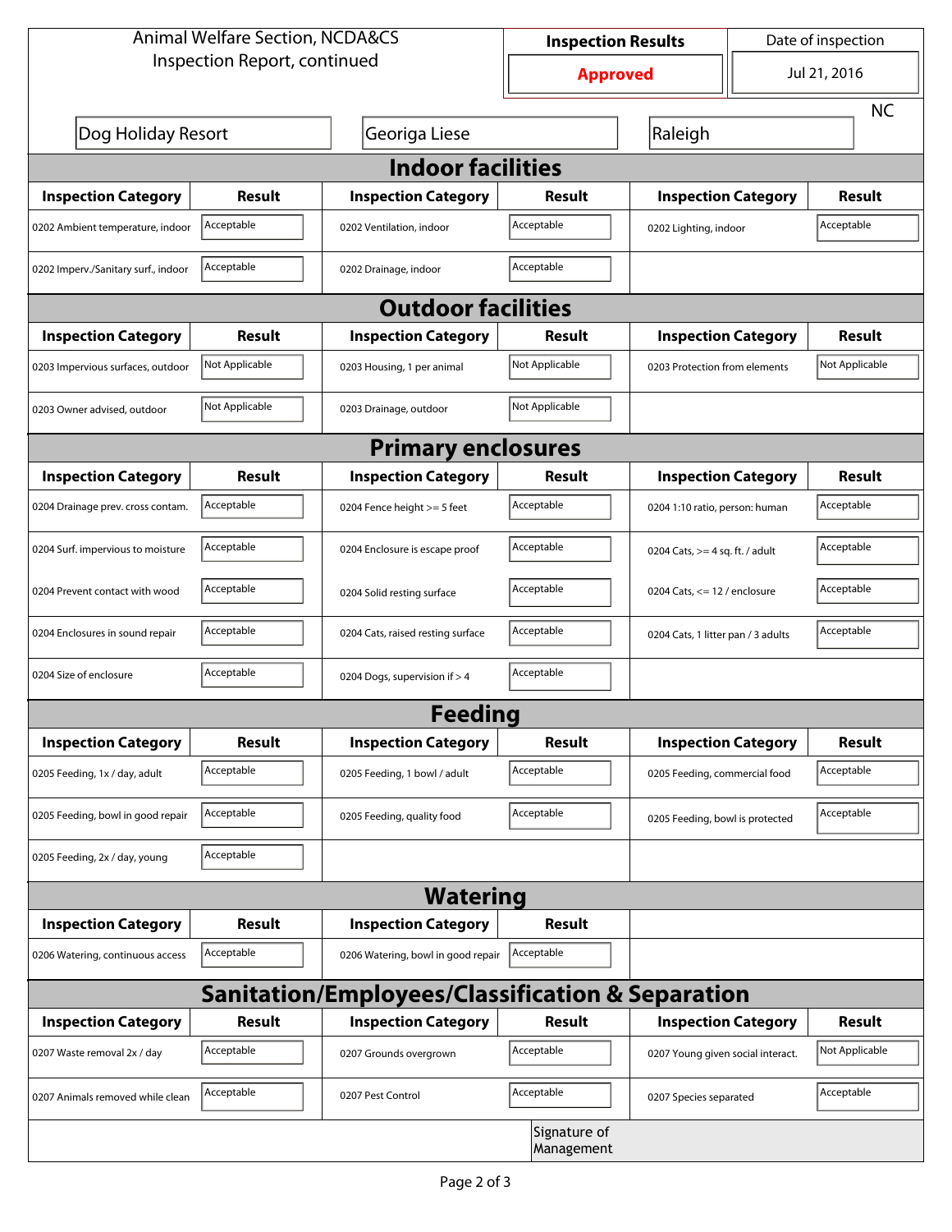Animal Welfare Section, NCDA&CS
Inspection Report, continued

| Inspection Results | Date of inspection |
|---|---|
| **Approved** | Jul 21, 2016 |

Dog Holiday Resort | Georiga Liese | Raleigh | NC

## Indoor facilities

| Inspection Category | Result | Inspection Category | Result | Inspection Category | Result |
|---|---|---|---|---|---|
| 0202 Ambient temperature, indoor | Acceptable | 0202 Ventilation, indoor | Acceptable | 0202 Lighting, indoor | Acceptable |
| 0202 Imperv./Sanitary surf., indoor | Acceptable | 0202 Drainage, indoor | Acceptable | | |

## Outdoor facilities

| Inspection Category | Result | Inspection Category | Result | Inspection Category | Result |
|---|---|---|---|---|---|
| 0203 Impervious surfaces, outdoor | Not Applicable | 0203 Housing, 1 per animal | Not Applicable | 0203 Protection from elements | Not Applicable |
| 0203 Owner advised, outdoor | Not Applicable | 0203 Drainage, outdoor | Not Applicable | | |

## Primary enclosures

| Inspection Category | Result | Inspection Category | Result | Inspection Category | Result |
|---|---|---|---|---|---|
| 0204 Drainage prev. cross contam. | Acceptable | 0204 Fence height >= 5 feet | Acceptable | 0204 1:10 ratio, person: human | Acceptable |
| 0204 Surf. impervious to moisture | Acceptable | 0204 Enclosure is escape proof | Acceptable | 0204 Cats, >= 4 sq. ft. / adult | Acceptable |
| 0204 Prevent contact with wood | Acceptable | 0204 Solid resting surface | Acceptable | 0204 Cats, <= 12 / enclosure | Acceptable |
| 0204 Enclosures in sound repair | Acceptable | 0204 Cats, raised resting surface | Acceptable | 0204 Cats, 1 litter pan / 3 adults | Acceptable |
| 0204 Size of enclosure | Acceptable | 0204 Dogs, supervision if > 4 | Acceptable | | |

## Feeding

| Inspection Category | Result | Inspection Category | Result | Inspection Category | Result |
|---|---|---|---|---|---|
| 0205 Feeding, 1x / day, adult | Acceptable | 0205 Feeding, 1 bowl / adult | Acceptable | 0205 Feeding, commercial food | Acceptable |
| 0205 Feeding, bowl in good repair | Acceptable | 0205 Feeding, quality food | Acceptable | 0205 Feeding, bowl is protected | Acceptable |
| 0205 Feeding, 2x / day, young | Acceptable | | | | |

## Watering

| Inspection Category | Result | Inspection Category | Result |
|---|---|---|---|
| 0206 Watering, continuous access | Acceptable | 0206 Watering, bowl in good repair | Acceptable |

## Sanitation/Employees/Classification & Separation

| Inspection Category | Result | Inspection Category | Result | Inspection Category | Result |
|---|---|---|---|---|---|
| 0207 Waste removal 2x / day | Acceptable | 0207 Grounds overgrown | Acceptable | 0207 Young given social interact. | Not Applicable |
| 0207 Animals removed while clean | Acceptable | 0207 Pest Control | Acceptable | 0207 Species separated | Acceptable |

Signature of Management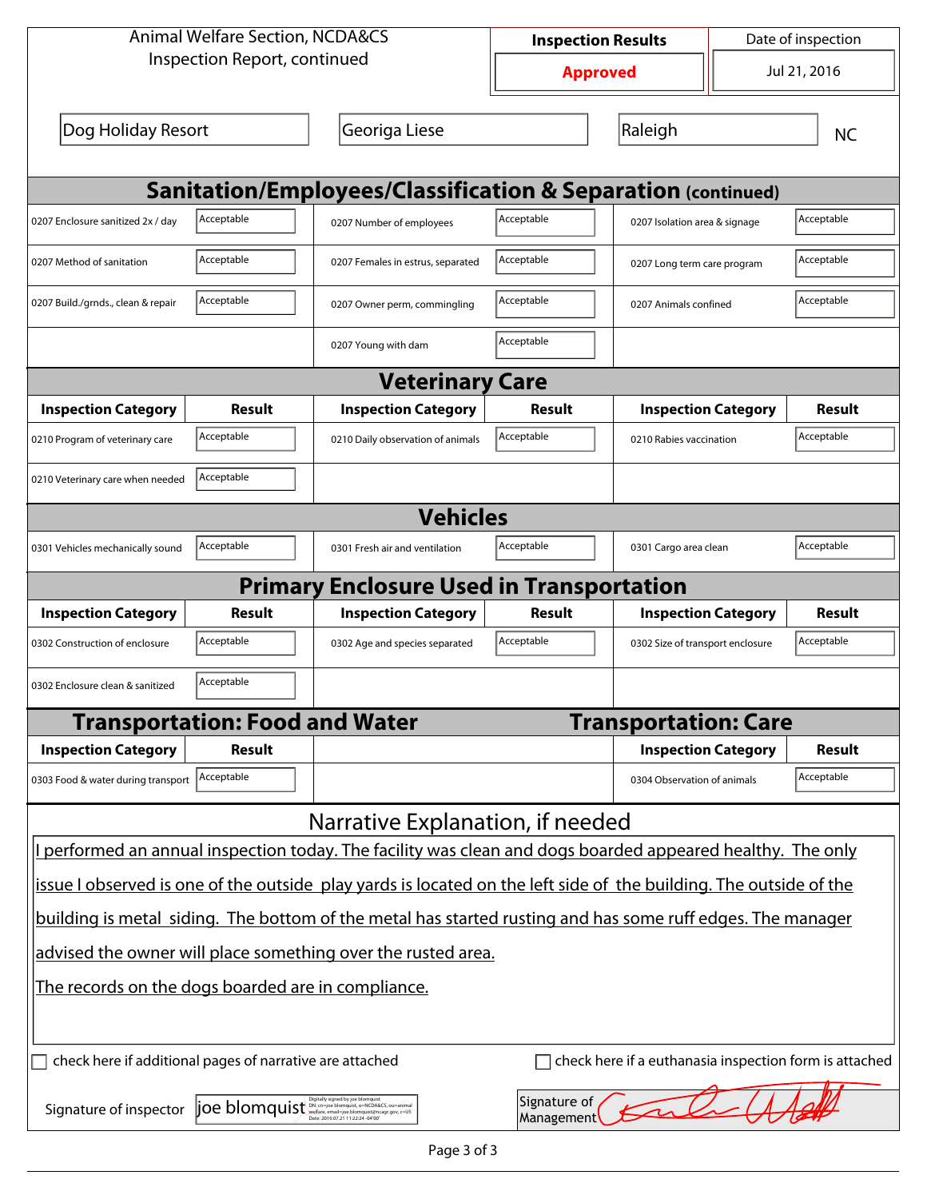Animal Welfare Section, NCDA&CS
Inspection Report, continued

| Inspection Results | Date of inspection |
|---|---|
| Approved | Jul 21, 2016 |

Dog Holiday Resort | Georiga Liese | Raleigh | NC

## Sanitation/Employees/Classification & Separation (continued)

| | | | | | |
|---|---|---|---|---|---|
| 0207 Enclosure sanitized 2x / day | Acceptable | 0207 Number of employees | Acceptable | 0207 Isolation area & signage | Acceptable |
| 0207 Method of sanitation | Acceptable | 0207 Females in estrus, separated | Acceptable | 0207 Long term care program | Acceptable |
| 0207 Build./grnds., clean & repair | Acceptable | 0207 Owner perm, commingling | Acceptable | 0207 Animals confined | Acceptable |
| | | 0207 Young with dam | Acceptable | | |

## Veterinary Care

| Inspection Category | Result | Inspection Category | Result | Inspection Category | Result |
|---|---|---|---|---|---|
| 0210 Program of veterinary care | Acceptable | 0210 Daily observation of animals | Acceptable | 0210 Rabies vaccination | Acceptable |
| 0210 Veterinary care when needed | Acceptable | | | | |

## Vehicles

| | | | | | |
|---|---|---|---|---|---|
| 0301 Vehicles mechanically sound | Acceptable | 0301 Fresh air and ventilation | Acceptable | 0301 Cargo area clean | Acceptable |

## Primary Enclosure Used in Transportation

| Inspection Category | Result | Inspection Category | Result | Inspection Category | Result |
|---|---|---|---|---|---|
| 0302 Construction of enclosure | Acceptable | 0302 Age and species separated | Acceptable | 0302 Size of transport enclosure | Acceptable |
| 0302 Enclosure clean & sanitized | Acceptable | | | | |

## Transportation: Food and Water

| Inspection Category | Result |
|---|---|
| 0303 Food & water during transport | Acceptable |

## Transportation: Care

| Inspection Category | Result |
|---|---|
| 0304 Observation of animals | Acceptable |

## Narrative Explanation, if needed

I performed an annual inspection today. The facility was clean and dogs boarded appeared healthy. The only issue I observed is one of the outside play yards is located on the left side of the building. The outside of the building is metal siding. The bottom of the metal has started rusting and has some ruff edges. The manager advised the owner will place something over the rusted area.

The records on the dogs boarded are in compliance.

☐ check here if additional pages of narrative are attached

☐ check here if a euthanasia inspection form is attached

Signature of inspector: joe blomquist (Digitally signed by joe blomquist, DN: cn=joe blomquist, o=NCDA&CS, ou=animal welfare, email=joe.blomquist@ncagr.gov, c=US, Date: 2016.07.21 11:22:24 -04'00')

Signature of Management: [signature]